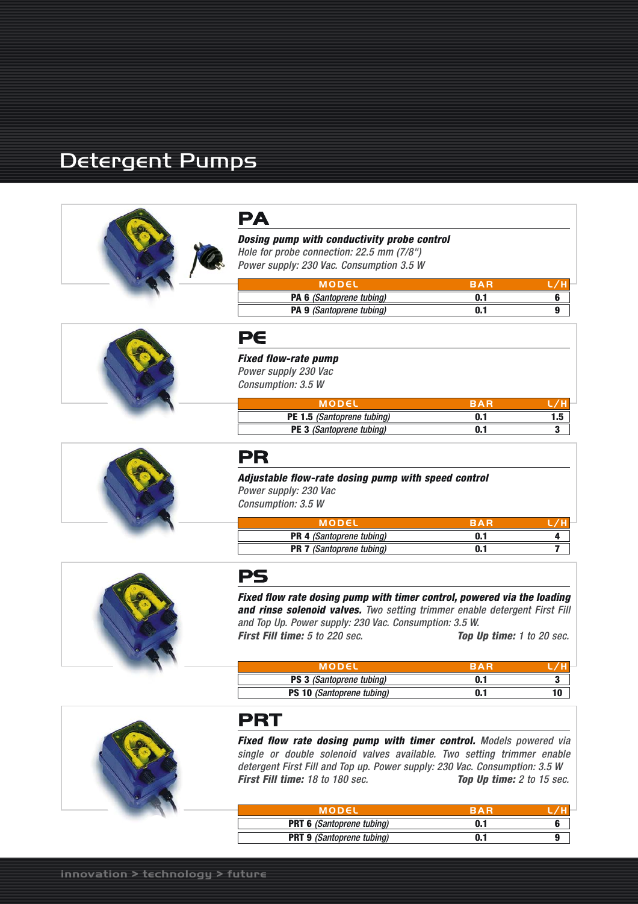# Detergent Pumps

## PA

***Dosing pump with conductivity probe control***
*Hole for probe connection: 22.5 mm (7/8")*
*Power supply: 230 Vac. Consumption 3.5 W*

| MODEL | BAR | L/H |
|---|---|---|
| **PA 6** *(Santoprene tubing)* | **0.1** | **6** |
| **PA 9** *(Santoprene tubing)* | **0.1** | **9** |

## PE

***Fixed flow-rate pump***
*Power supply 230 Vac*
*Consumption: 3.5 W*

| MODEL | BAR | L/H |
|---|---|---|
| **PE 1.5** *(Santoprene tubing)* | **0.1** | **1.5** |
| **PE 3** *(Santoprene tubing)* | **0.1** | **3** |

## PR

***Adjustable flow-rate dosing pump with speed control***
*Power supply: 230 Vac*
*Consumption: 3.5 W*

| MODEL | BAR | L/H |
|---|---|---|
| **PR 4** *(Santoprene tubing)* | **0.1** | **4** |
| **PR 7** *(Santoprene tubing)* | **0.1** | **7** |

## PS

***Fixed flow rate dosing pump with timer control, powered via the loading and rinse solenoid valves.*** *Two setting trimmer enable detergent First Fill and Top Up. Power supply: 230 Vac. Consumption: 3.5 W.*
***First Fill time:*** *5 to 220 sec.* ***Top Up time:*** *1 to 20 sec.*

| MODEL | BAR | L/H |
|---|---|---|
| **PS 3** *(Santoprene tubing)* | **0.1** | **3** |
| **PS 10** *(Santoprene tubing)* | **0.1** | **10** |

## PRT

***Fixed flow rate dosing pump with timer control.*** *Models powered via single or double solenoid valves available. Two setting trimmer enable detergent First Fill and Top up. Power supply: 230 Vac. Consumption: 3.5 W*
***First Fill time:*** *18 to 180 sec.* ***Top Up time:*** *2 to 15 sec.*

| MODEL | BAR | L/H |
|---|---|---|
| **PRT 6** *(Santoprene tubing)* | **0.1** | **6** |
| **PRT 9** *(Santoprene tubing)* | **0.1** | **9** |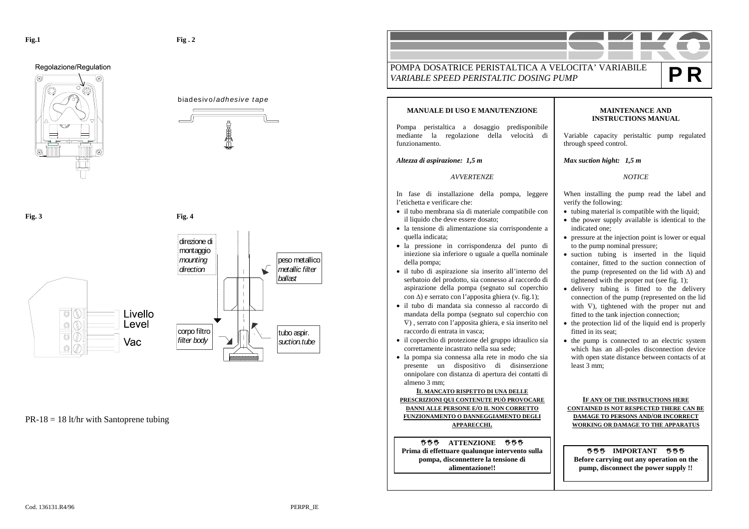**Fig.1**

Regolazione/Regulation

**Fig . 2**

biadesivo/*adhesive tape*

**Fig. 3**

Livello
Level

Vac

**Fig. 4**

direzione di montaggio
*mounting direction*

peso metallico
*metallic filter ballast*

corpo filtro
*filter body*

tubo aspir.
*suction.tube*

PR-18 = 18 lt/hr with Santoprene tubing

Cod. 136131.R4/96

PERPR_IE

# POMPA DOSATRICE PERISTALTICA A VELOCITA' VARIABILE

*VARIABLE SPEED PERISTALTIC DOSING PUMP*

**PR**

## MANUALE DI USO E MANUTENZIONE

Pompa peristaltica a dosaggio predisponibile mediante la regolazione della velocità di funzionamento.

***Altezza di aspirazione: 1,5 m***

*AVVERTENZE*

In fase di installazione della pompa, leggere l'etichetta e verificare che:

- il tubo membrana sia di materiale compatibile con il liquido che deve essere dosato;
- la tensione di alimentazione sia corrispondente a quella indicata;
- la pressione in corrispondenza del punto di iniezione sia inferiore o uguale a quella nominale della pompa;
- il tubo di aspirazione sia inserito all'interno del serbatoio del prodotto, sia connesso al raccordo di aspirazione della pompa (segnato sul coperchio con Δ) e serrato con l'apposita ghiera (v. fig.1);
- il tubo di mandata sia connesso al raccordo di mandata della pompa (segnato sul coperchio con ∇) , serrato con l'apposita ghiera, e sia inserito nel raccordo di entrata in vasca;
- il coperchio di protezione del gruppo idraulico sia correttamente incastrato nella sua sede;
- la pompa sia connessa alla rete in modo che sia presente un dispositivo di disinserzione onnipolare con distanza di apertura dei contatti di almeno 3 mm;

**IL MANCATO RISPETTO DI UNA DELLE PRESCRIZIONI QUI CONTENUTE PUÒ PROVOCARE DANNI ALLE PERSONE E/O IL NON CORRETTO FUNZIONAMENTO O DANNEGGIAMENTO DEGLI APPARECCHI.**

**ATTENZIONE**

**Prima di effettuare qualunque intervento sulla pompa, disconnettere la tensione di alimentazione!!**

## MAINTENANCE AND INSTRUCTIONS MANUAL

Variable capacity peristaltic pump regulated through speed control.

***Max suction hight: 1,5 m***

*NOTICE*

When installing the pump read the label and verify the following:

- tubing material is compatible with the liquid;
- the power supply available is identical to the indicated one;
- pressure at the injection point is lower or equal to the pump nominal pressure;
- suction tubing is inserted in the liquid container, fitted to the suction connection of the pump (represented on the lid with Δ) and tightened with the proper nut (see fig. 1);
- delivery tubing is fitted to the delivery connection of the pump (represented on the lid with ∇), tightened with the proper nut and fitted to the tank injection connection;
- the protection lid of the liquid end is properly fitted in its seat;
- the pump is connected to an electric system which has an all-poles disconnection device with open state distance between contacts of at least 3 mm;

**IF ANY OF THE INSTRUCTIONS HERE CONTAINED IS NOT RESPECTED THERE CAN BE DAMAGE TO PERSONS AND/OR INCORRECT WORKING OR DAMAGE TO THE APPARATUS**

**IMPORTANT**

**Before carrying out any operation on the pump, disconnect the power supply !!**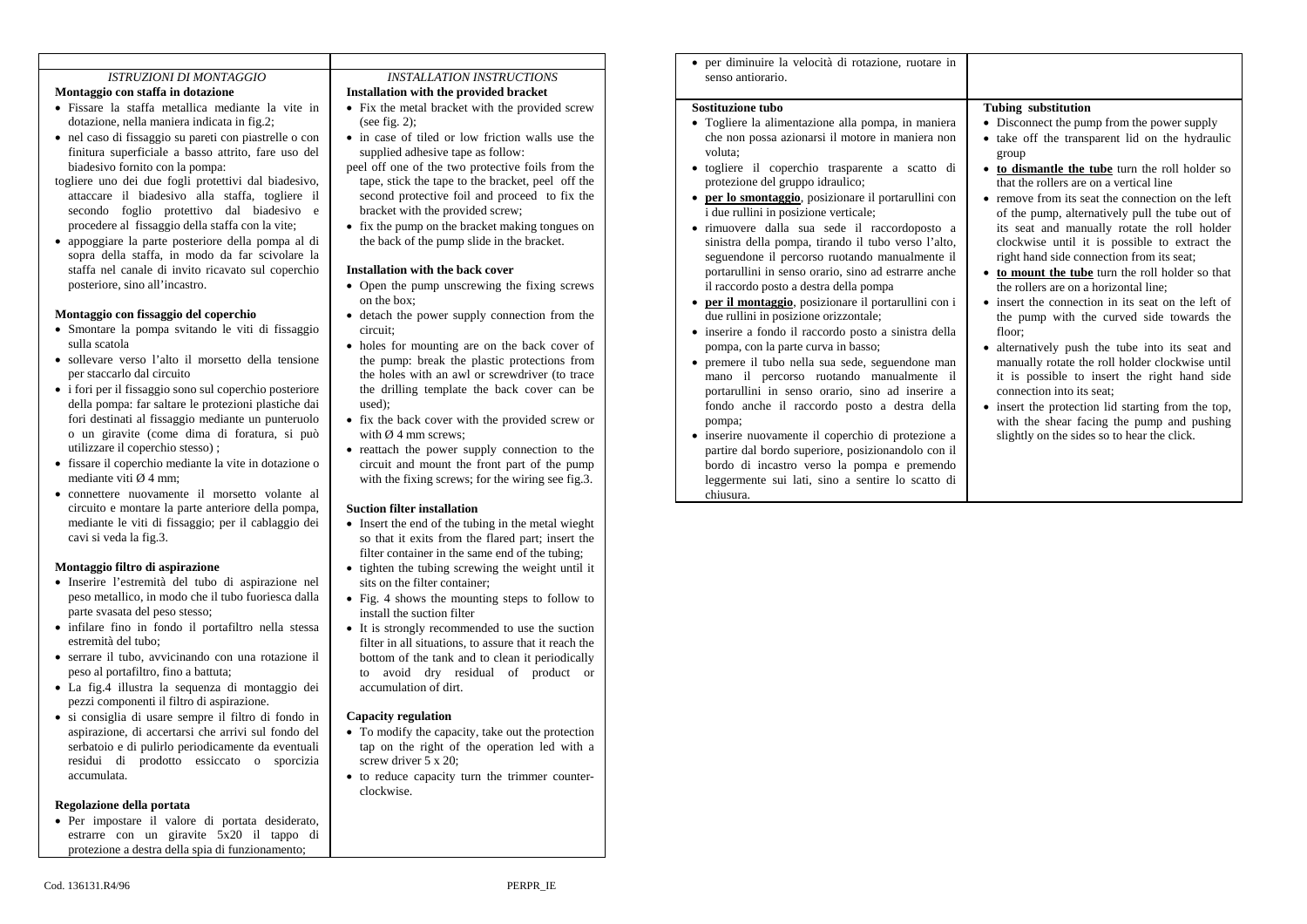*ISTRUZIONI DI MONTAGGIO*

**Montaggio con staffa in dotazione**

- Fissare la staffa metallica mediante la vite in dotazione, nella maniera indicata in fig.2;
- nel caso di fissaggio su pareti con piastrelle o con finitura superficiale a basso attrito, fare uso del biadesivo fornito con la pompa:

togliere uno dei due fogli protettivi dal biadesivo, attaccare il biadesivo alla staffa, togliere il secondo foglio protettivo dal biadesivo e procedere al fissaggio della staffa con la vite;

- appoggiare la parte posteriore della pompa al di sopra della staffa, in modo da far scivolare la staffa nel canale di invito ricavato sul coperchio posteriore, sino all'incastro.

**Montaggio con fissaggio del coperchio**

- Smontare la pompa svitando le viti di fissaggio sulla scatola
- sollevare verso l'alto il morsetto della tensione per staccarlo dal circuito
- i fori per il fissaggio sono sul coperchio posteriore della pompa: far saltare le protezioni plastiche dai fori destinati al fissaggio mediante un punteruolo o un giravite (come dima di foratura, si può utilizzare il coperchio stesso) ;
- fissare il coperchio mediante la vite in dotazione o mediante viti Ø 4 mm;
- connettere nuovamente il morsetto volante al circuito e montare la parte anteriore della pompa, mediante le viti di fissaggio; per il cablaggio dei cavi si veda la fig.3.

**Montaggio filtro di aspirazione**

- Inserire l'estremità del tubo di aspirazione nel peso metallico, in modo che il tubo fuoriesca dalla parte svasata del peso stesso;
- infilare fino in fondo il portafiltro nella stessa estremità del tubo;
- serrare il tubo, avvicinando con una rotazione il peso al portafiltro, fino a battuta;
- La fig.4 illustra la sequenza di montaggio dei pezzi componenti il filtro di aspirazione.
- si consiglia di usare sempre il filtro di fondo in aspirazione, di accertarsi che arrivi sul fondo del serbatoio e di pulirlo periodicamente da eventuali residui di prodotto essiccato o sporcizia accumulata.

**Regolazione della portata**

- Per impostare il valore di portata desiderato, estrarre con un giravite 5x20 il tappo di protezione a destra della spia di funzionamento;
- per diminuire la velocità di rotazione, ruotare in senso antiorario.

*INSTALLATION INSTRUCTIONS*

**Installation with the provided bracket**

- Fix the metal bracket with the provided screw (see fig. 2);
- in case of tiled or low friction walls use the supplied adhesive tape as follow:

peel off one of the two protective foils from the tape, stick the tape to the bracket, peel off the second protective foil and proceed to fix the bracket with the provided screw;

- fix the pump on the bracket making tongues on the back of the pump slide in the bracket.

**Installation with the back cover**

- Open the pump unscrewing the fixing screws on the box;
- detach the power supply connection from the circuit;
- holes for mounting are on the back cover of the pump: break the plastic protections from the holes with an awl or screwdriver (to trace the drilling template the back cover can be used);
- fix the back cover with the provided screw or with Ø 4 mm screws;
- reattach the power supply connection to the circuit and mount the front part of the pump with the fixing screws; for the wiring see fig.3.

**Suction filter installation**

- Insert the end of the tubing in the metal wieght so that it exits from the flared part; insert the filter container in the same end of the tubing;
- tighten the tubing screwing the weight until it sits on the filter container;
- Fig. 4 shows the mounting steps to follow to install the suction filter
- It is strongly recommended to use the suction filter in all situations, to assure that it reach the bottom of the tank and to clean it periodically to avoid dry residual of product or accumulation of dirt.

**Capacity regulation**

- To modify the capacity, take out the protection tap on the right of the operation led with a screw driver 5 x 20;
- to reduce capacity turn the trimmer counter-clockwise.

**Sostituzione tubo**

- Togliere la alimentazione alla pompa, in maniera che non possa azionarsi il motore in maniera non voluta;
- togliere il coperchio trasparente a scatto di protezione del gruppo idraulico;
- **per lo smontaggio**, posizionare il portarullini con i due rullini in posizione verticale;
- rimuovere dalla sua sede il raccordoposto a sinistra della pompa, tirando il tubo verso l'alto, seguendone il percorso ruotando manualmente il portarullini in senso orario, sino ad estrarre anche il raccordo posto a destra della pompa
- **per il montaggio**, posizionare il portarullini con i due rullini in posizione orizzontale;
- inserire a fondo il raccordo posto a sinistra della pompa, con la parte curva in basso;
- premere il tubo nella sua sede, seguendone man mano il percorso ruotando manualmente il portarullini in senso orario, sino ad inserire a fondo anche il raccordo posto a destra della pompa;
- inserire nuovamente il coperchio di protezione a partire dal bordo superiore, posizionandolo con il bordo di incastro verso la pompa e premendo leggermente sui lati, sino a sentire lo scatto di chiusura.

**Tubing substitution**

- Disconnect the pump from the power supply
- take off the transparent lid on the hydraulic group
- **to dismantle the tube** turn the roll holder so that the rollers are on a vertical line
- remove from its seat the connection on the left of the pump, alternatively pull the tube out of its seat and manually rotate the roll holder clockwise until it is possible to extract the right hand side connection from its seat;
- **to mount the tube** turn the roll holder so that the rollers are on a horizontal line;
- insert the connection in its seat on the left of the pump with the curved side towards the floor;
- alternatively push the tube into its seat and manually rotate the roll holder clockwise until it is possible to insert the right hand side connection into its seat;
- insert the protection lid starting from the top, with the shear facing the pump and pushing slightly on the sides so to hear the click.

Cod. 136131.R4/96

PERPR_IE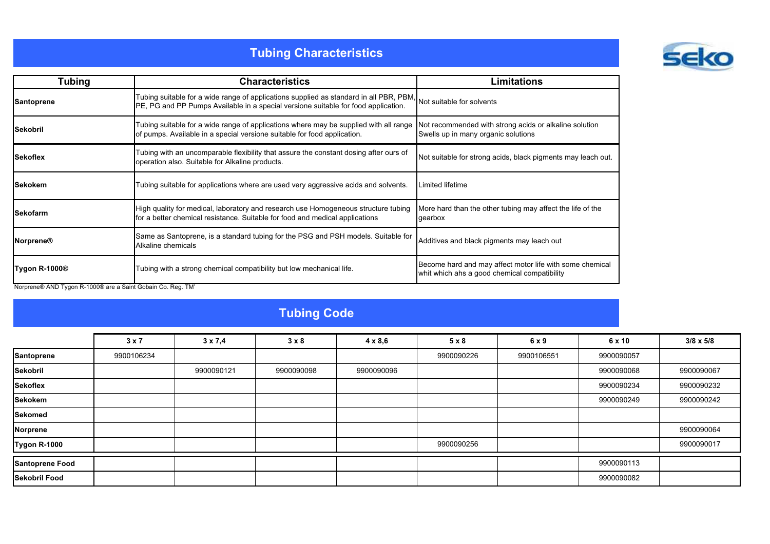## Tubing Characteristics

| Tubing | Characteristics | Limitations |
|---|---|---|
| **Santoprene** | Tubing suitable for a wide range of applications supplied as standard in all PBR, PBM, PE, PG and PP Pumps Available in a special versione suitable for food application. | Not suitable for solvents |
| **Sekobril** | Tubing suitable for a wide range of applications where may be supplied with all range of pumps. Available in a special versione suitable for food application. | Not recommended with strong acids or alkaline solution Swells up in many organic solutions |
| **Sekoflex** | Tubing with an uncomparable flexibility that assure the constant dosing after ours of operation also. Suitable for Alkaline products. | Not suitable for strong acids, black pigments may leach out. |
| **Sekokem** | Tubing suitable for applications where are used very aggressive acids and solvents. | Limited lifetime |
| **Sekofarm** | High quality for medical, laboratory and research use Homogeneous structure tubing for a better chemical resistance. Suitable for food and medical applications | More hard than the other tubing may affect the life of the gearbox |
| **Norprene®** | Same as Santoprene, is a standard tubing for the PSG and PSH models. Suitable for Alkaline chemicals | Additives and black pigments may leach out |
| **Tygon R-1000®** | Tubing with a strong chemical compatibility but low mechanical life. | Become hard and may affect motor life with some chemical whit which ahs a good chemical compatibility |

Norprene® AND Tygon R-1000® are a Saint Gobain Co. Reg. TM'

## Tubing Code

| | 3 x 7 | 3 x 7,4 | 3 x 8 | 4 x 8,6 | 5 x 8 | 6 x 9 | 6 x 10 | 3/8 x 5/8 |
|---|---|---|---|---|---|---|---|---|
| **Santoprene** | 9900106234 | | | | 9900090226 | 9900106551 | 9900090057 | |
| **Sekobril** | | 9900090121 | 9900090098 | 9900090096 | | | 9900090068 | 9900090067 |
| **Sekoflex** | | | | | | | 9900090234 | 9900090232 |
| **Sekokem** | | | | | | | 9900090249 | 9900090242 |
| **Sekomed** | | | | | | | | |
| **Norprene** | | | | | | | | 9900090064 |
| **Tygon R-1000** | | | | | 9900090256 | | | 9900090017 |
| **Santoprene Food** | | | | | | | 9900090113 | |
| **Sekobril Food** | | | | | | | 9900090082 | |